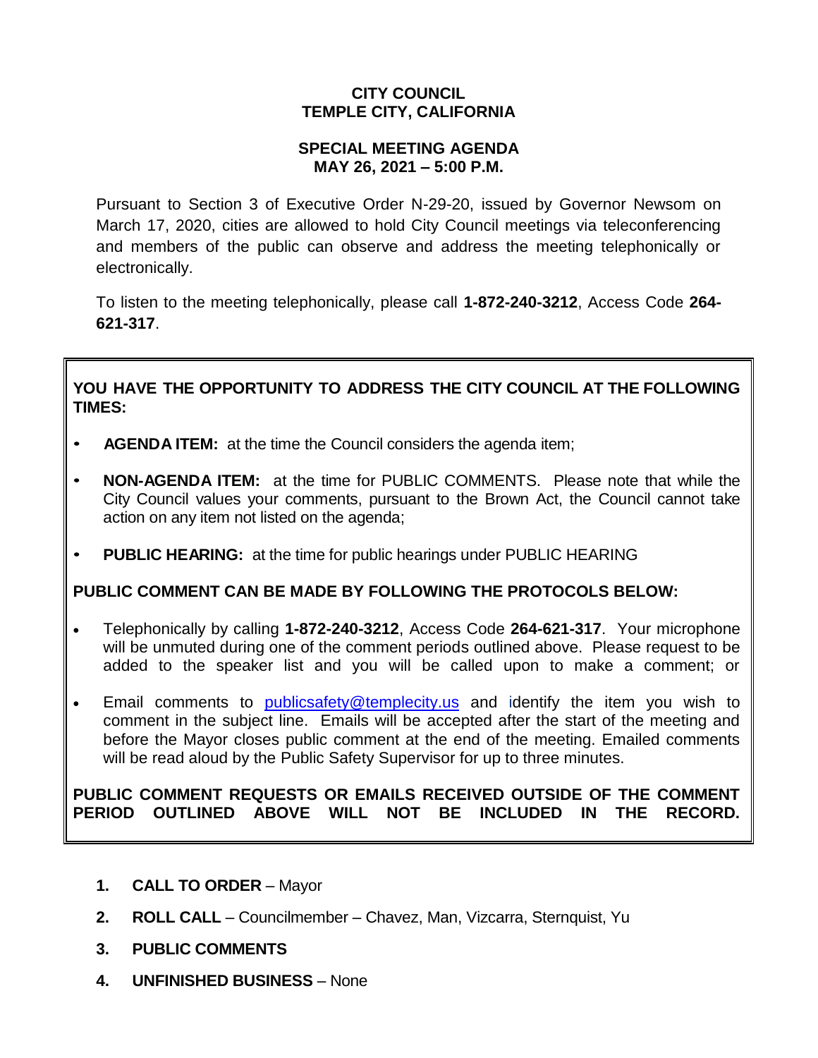**CITY COUNCIL**
**TEMPLE CITY, CALIFORNIA**

**SPECIAL MEETING AGENDA**
**MAY 26, 2021 – 5:00 P.M.**

Pursuant to Section 3 of Executive Order N-29-20, issued by Governor Newsom on March 17, 2020, cities are allowed to hold City Council meetings via teleconferencing and members of the public can observe and address the meeting telephonically or electronically.

To listen to the meeting telephonically, please call **1-872-240-3212**, Access Code **264-621-317**.

**YOU HAVE THE OPPORTUNITY TO ADDRESS THE CITY COUNCIL AT THE FOLLOWING TIMES:**

- **AGENDA ITEM:** at the time the Council considers the agenda item;
- **NON-AGENDA ITEM:** at the time for PUBLIC COMMENTS. Please note that while the City Council values your comments, pursuant to the Brown Act, the Council cannot take action on any item not listed on the agenda;
- **PUBLIC HEARING:** at the time for public hearings under PUBLIC HEARING

**PUBLIC COMMENT CAN BE MADE BY FOLLOWING THE PROTOCOLS BELOW:**

- Telephonically by calling **1-872-240-3212**, Access Code **264-621-317**. Your microphone will be unmuted during one of the comment periods outlined above. Please request to be added to the speaker list and you will be called upon to make a comment; or
- Email comments to publicsafety@templecity.us and identify the item you wish to comment in the subject line. Emails will be accepted after the start of the meeting and before the Mayor closes public comment at the end of the meeting. Emailed comments will be read aloud by the Public Safety Supervisor for up to three minutes.

**PUBLIC COMMENT REQUESTS OR EMAILS RECEIVED OUTSIDE OF THE COMMENT PERIOD OUTLINED ABOVE WILL NOT BE INCLUDED IN THE RECORD.**

1. **CALL TO ORDER** – Mayor
2. **ROLL CALL** – Councilmember – Chavez, Man, Vizcarra, Sternquist, Yu
3. **PUBLIC COMMENTS**
4. **UNFINISHED BUSINESS** – None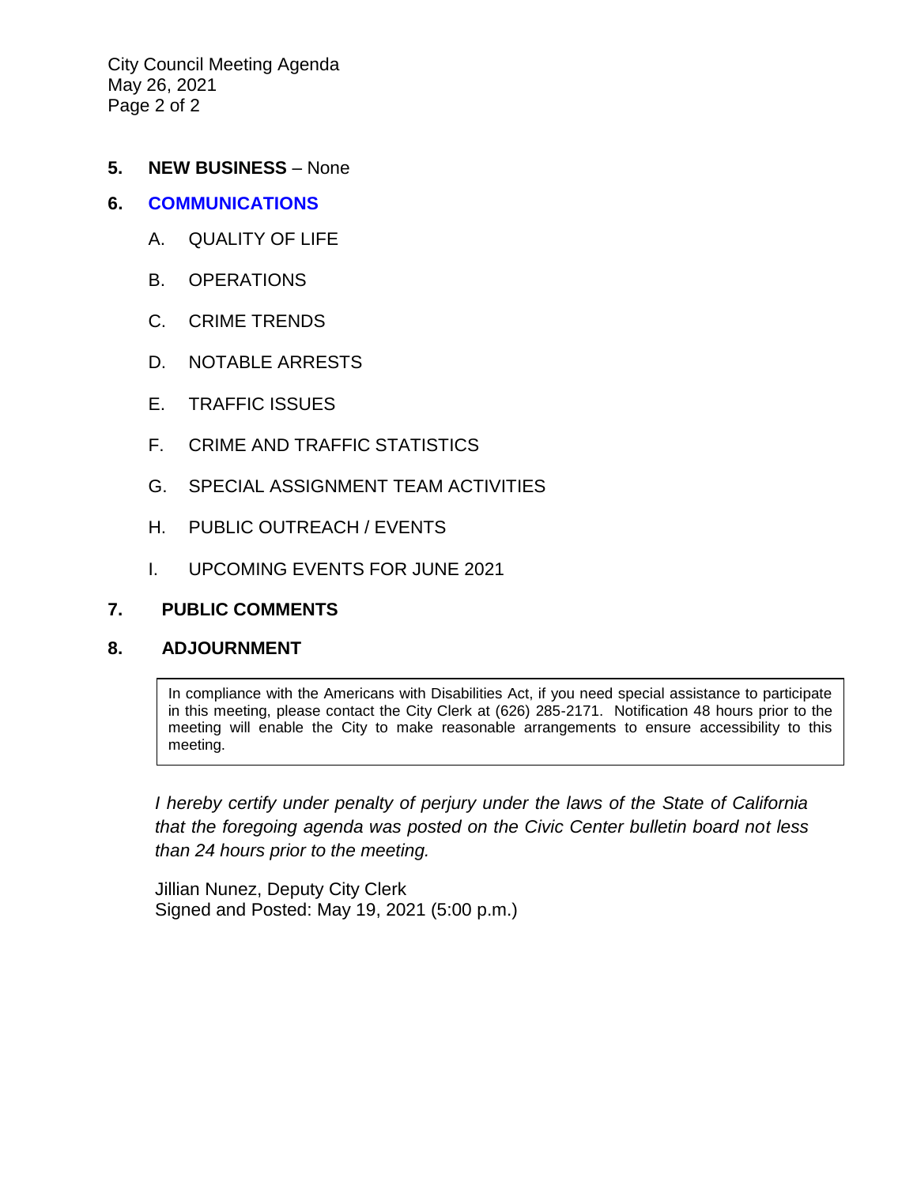**5. NEW BUSINESS** – None

**6. COMMUNICATIONS**

A. QUALITY OF LIFE

B. OPERATIONS

C. CRIME TRENDS

D. NOTABLE ARRESTS

E. TRAFFIC ISSUES

F. CRIME AND TRAFFIC STATISTICS

G. SPECIAL ASSIGNMENT TEAM ACTIVITIES

H. PUBLIC OUTREACH / EVENTS

I. UPCOMING EVENTS FOR JUNE 2021

**7. PUBLIC COMMENTS**

**8. ADJOURNMENT**

> In compliance with the Americans with Disabilities Act, if you need special assistance to participate in this meeting, please contact the City Clerk at (626) 285-2171. Notification 48 hours prior to the meeting will enable the City to make reasonable arrangements to ensure accessibility to this meeting.

*I hereby certify under penalty of perjury under the laws of the State of California that the foregoing agenda was posted on the Civic Center bulletin board not less than 24 hours prior to the meeting.*

Jillian Nunez, Deputy City Clerk
Signed and Posted: May 19, 2021 (5:00 p.m.)